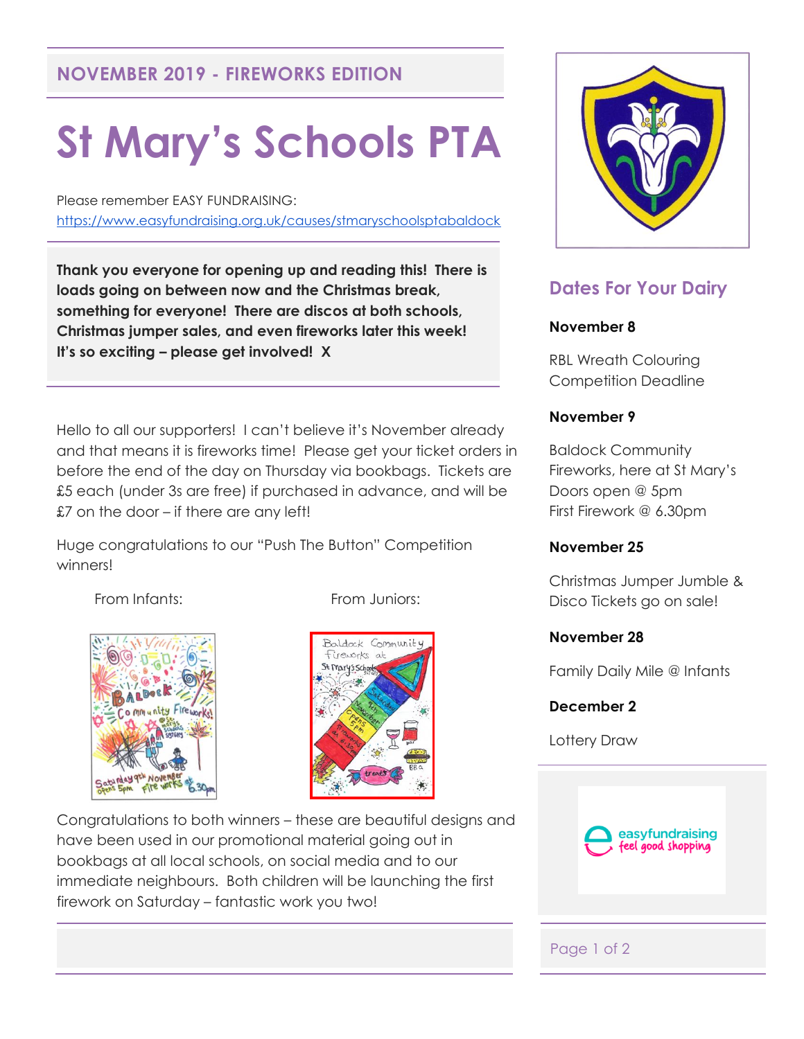## NOVEMBER 2019 - FIREWORKS EDITION

# St Mary's Schools PTA

Please remember EASY FUNDRAISING:
https://www.easyfundraising.org.uk/causes/stmaryschoolsptabaldock

**Thank you everyone for opening up and reading this! There is loads going on between now and the Christmas break, something for everyone! There are discos at both schools, Christmas jumper sales, and even fireworks later this week! It's so exciting – please get involved! X**

Hello to all our supporters! I can't believe it's November already and that means it is fireworks time! Please get your ticket orders in before the end of the day on Thursday via bookbags. Tickets are £5 each (under 3s are free) if purchased in advance, and will be £7 on the door – if there are any left!

Huge congratulations to our "Push The Button" Competition winners!

From Infants: From Juniors:

Congratulations to both winners – these are beautiful designs and have been used in our promotional material going out in bookbags at all local schools, on social media and to our immediate neighbours. Both children will be launching the first firework on Saturday – fantastic work you two!

## Dates For Your Dairy

**November 8**

RBL Wreath Colouring Competition Deadline

**November 9**

Baldock Community Fireworks, here at St Mary's
Doors open @ 5pm
First Firework @ 6.30pm

**November 25**

Christmas Jumper Jumble & Disco Tickets go on sale!

**November 28**

Family Daily Mile @ Infants

**December 2**

Lottery Draw

easyfundraising feel good shopping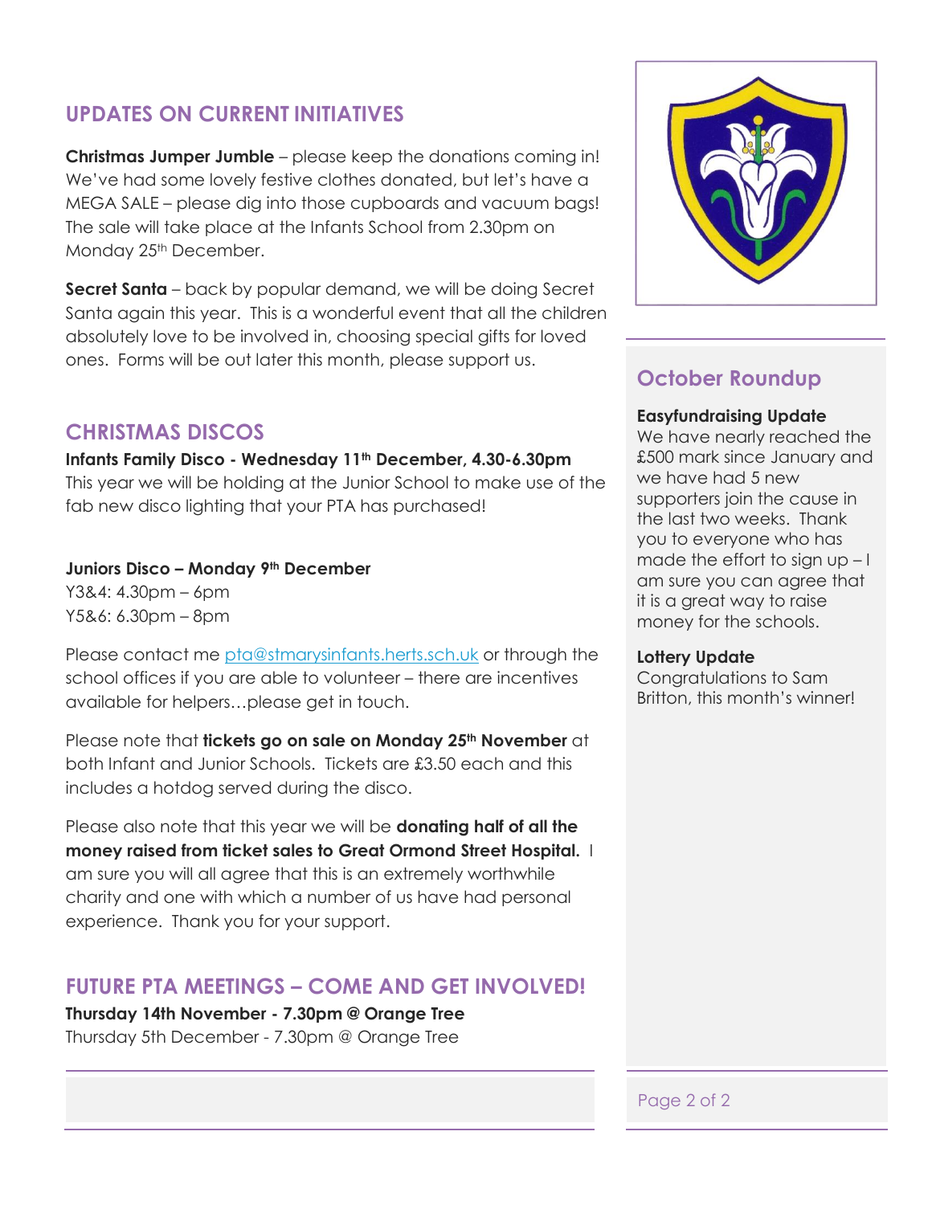## UPDATES ON CURRENT INITIATIVES

**Christmas Jumper Jumble** – please keep the donations coming in! We've had some lovely festive clothes donated, but let's have a MEGA SALE – please dig into those cupboards and vacuum bags! The sale will take place at the Infants School from 2.30pm on Monday 25th December.

**Secret Santa** – back by popular demand, we will be doing Secret Santa again this year. This is a wonderful event that all the children absolutely love to be involved in, choosing special gifts for loved ones. Forms will be out later this month, please support us.

## CHRISTMAS DISCOS

**Infants Family Disco - Wednesday 11th December, 4.30-6.30pm**
This year we will be holding at the Junior School to make use of the fab new disco lighting that your PTA has purchased!

**Juniors Disco – Monday 9th December**
Y3&4: 4.30pm – 6pm
Y5&6: 6.30pm – 8pm

Please contact me pta@stmarysinfants.herts.sch.uk or through the school offices if you are able to volunteer – there are incentives available for helpers…please get in touch.

Please note that **tickets go on sale on Monday 25th November** at both Infant and Junior Schools. Tickets are £3.50 each and this includes a hotdog served during the disco.

Please also note that this year we will be **donating half of all the money raised from ticket sales to Great Ormond Street Hospital.** I am sure you will all agree that this is an extremely worthwhile charity and one with which a number of us have had personal experience. Thank you for your support.

## FUTURE PTA MEETINGS – COME AND GET INVOLVED!

**Thursday 14th November - 7.30pm @ Orange Tree**
Thursday 5th December - 7.30pm @ Orange Tree

## October Roundup

**Easyfundraising Update**
We have nearly reached the £500 mark since January and we have had 5 new supporters join the cause in the last two weeks. Thank you to everyone who has made the effort to sign up – I am sure you can agree that it is a great way to raise money for the schools.

**Lottery Update**
Congratulations to Sam Britton, this month's winner!